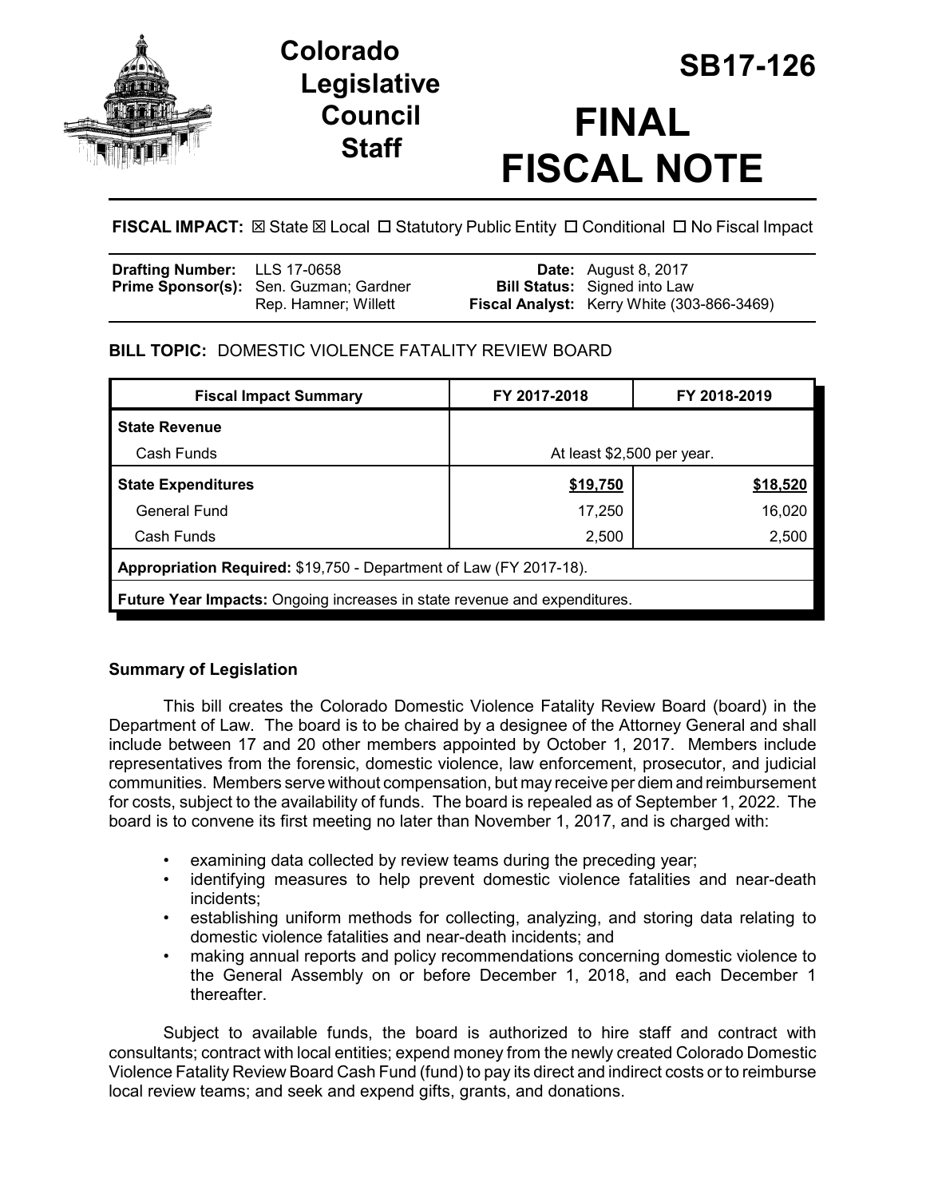# Colorado Legislative Council Staff

# SB17-126

# FINAL FISCAL NOTE

**FISCAL IMPACT:** ☒ State ☒ Local ☐ Statutory Public Entity ☐ Conditional ☐ No Fiscal Impact

| | | | |
|---|---|---|---|
| **Drafting Number:** | LLS 17-0658 | **Date:** | August 8, 2017 |
| **Prime Sponsor(s):** | Sen. Guzman; Gardner<br>Rep. Hamner; Willett | **Bill Status:** | Signed into Law |
| | | **Fiscal Analyst:** | Kerry White (303-866-3469) |

**BILL TOPIC:** DOMESTIC VIOLENCE FATALITY REVIEW BOARD

| Fiscal Impact Summary | FY 2017-2018 | FY 2018-2019 |
|---|---|---|
| **State Revenue** | | |
| Cash Funds | At least $2,500 per year. | |
| **State Expenditures** | **$19,750** | **$18,520** |
| General Fund | 17,250 | 16,020 |
| Cash Funds | 2,500 | 2,500 |
| **Appropriation Required:** $19,750 - Department of Law (FY 2017-18). | | |
| **Future Year Impacts:** Ongoing increases in state revenue and expenditures. | | |

## Summary of Legislation

This bill creates the Colorado Domestic Violence Fatality Review Board (board) in the Department of Law. The board is to be chaired by a designee of the Attorney General and shall include between 17 and 20 other members appointed by October 1, 2017. Members include representatives from the forensic, domestic violence, law enforcement, prosecutor, and judicial communities. Members serve without compensation, but may receive per diem and reimbursement for costs, subject to the availability of funds. The board is repealed as of September 1, 2022. The board is to convene its first meeting no later than November 1, 2017, and is charged with:

- examining data collected by review teams during the preceding year;
- identifying measures to help prevent domestic violence fatalities and near-death incidents;
- establishing uniform methods for collecting, analyzing, and storing data relating to domestic violence fatalities and near-death incidents; and
- making annual reports and policy recommendations concerning domestic violence to the General Assembly on or before December 1, 2018, and each December 1 thereafter.

Subject to available funds, the board is authorized to hire staff and contract with consultants; contract with local entities; expend money from the newly created Colorado Domestic Violence Fatality Review Board Cash Fund (fund) to pay its direct and indirect costs or to reimburse local review teams; and seek and expend gifts, grants, and donations.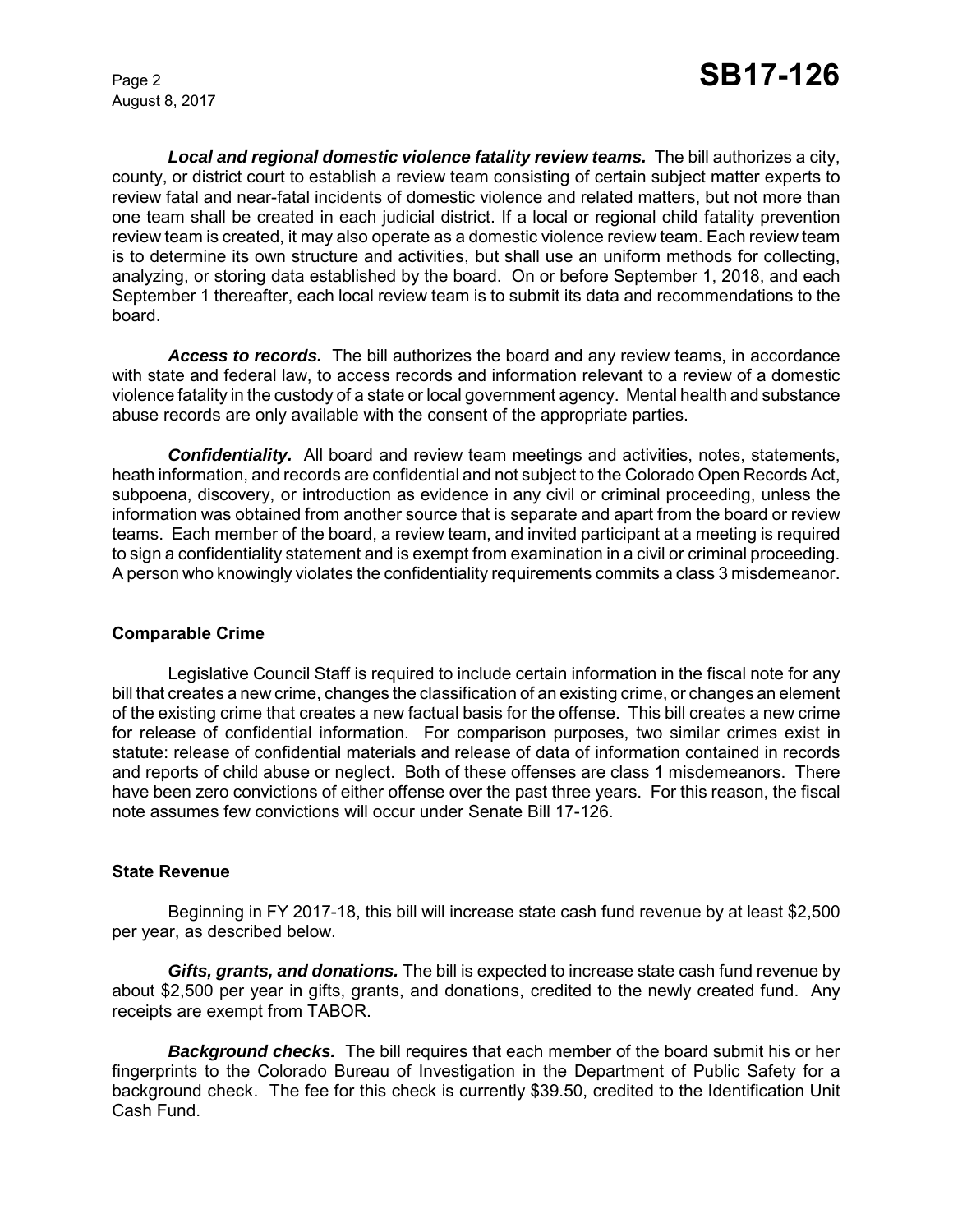***Local and regional domestic violence fatality review teams.*** The bill authorizes a city, county, or district court to establish a review team consisting of certain subject matter experts to review fatal and near-fatal incidents of domestic violence and related matters, but not more than one team shall be created in each judicial district. If a local or regional child fatality prevention review team is created, it may also operate as a domestic violence review team. Each review team is to determine its own structure and activities, but shall use an uniform methods for collecting, analyzing, or storing data established by the board. On or before September 1, 2018, and each September 1 thereafter, each local review team is to submit its data and recommendations to the board.

***Access to records.*** The bill authorizes the board and any review teams, in accordance with state and federal law, to access records and information relevant to a review of a domestic violence fatality in the custody of a state or local government agency. Mental health and substance abuse records are only available with the consent of the appropriate parties.

***Confidentiality.*** All board and review team meetings and activities, notes, statements, heath information, and records are confidential and not subject to the Colorado Open Records Act, subpoena, discovery, or introduction as evidence in any civil or criminal proceeding, unless the information was obtained from another source that is separate and apart from the board or review teams. Each member of the board, a review team, and invited participant at a meeting is required to sign a confidentiality statement and is exempt from examination in a civil or criminal proceeding. A person who knowingly violates the confidentiality requirements commits a class 3 misdemeanor.

**Comparable Crime**

Legislative Council Staff is required to include certain information in the fiscal note for any bill that creates a new crime, changes the classification of an existing crime, or changes an element of the existing crime that creates a new factual basis for the offense. This bill creates a new crime for release of confidential information. For comparison purposes, two similar crimes exist in statute: release of confidential materials and release of data of information contained in records and reports of child abuse or neglect. Both of these offenses are class 1 misdemeanors. There have been zero convictions of either offense over the past three years. For this reason, the fiscal note assumes few convictions will occur under Senate Bill 17-126.

**State Revenue**

Beginning in FY 2017-18, this bill will increase state cash fund revenue by at least $2,500 per year, as described below.

***Gifts, grants, and donations.*** The bill is expected to increase state cash fund revenue by about $2,500 per year in gifts, grants, and donations, credited to the newly created fund. Any receipts are exempt from TABOR.

***Background checks.*** The bill requires that each member of the board submit his or her fingerprints to the Colorado Bureau of Investigation in the Department of Public Safety for a background check. The fee for this check is currently $39.50, credited to the Identification Unit Cash Fund.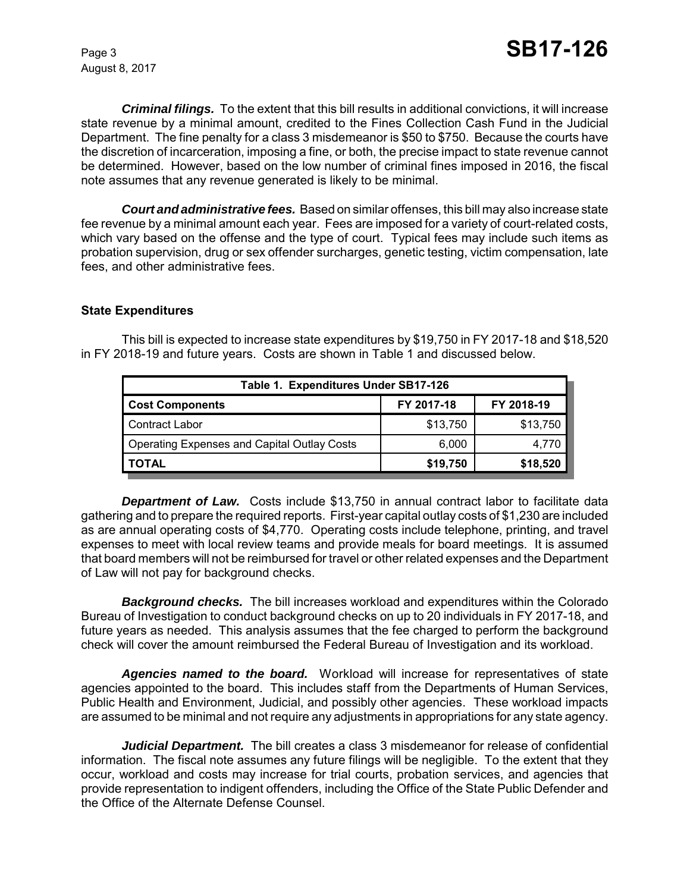***Criminal filings.*** To the extent that this bill results in additional convictions, it will increase state revenue by a minimal amount, credited to the Fines Collection Cash Fund in the Judicial Department. The fine penalty for a class 3 misdemeanor is $50 to $750. Because the courts have the discretion of incarceration, imposing a fine, or both, the precise impact to state revenue cannot be determined. However, based on the low number of criminal fines imposed in 2016, the fiscal note assumes that any revenue generated is likely to be minimal.

***Court and administrative fees.*** Based on similar offenses, this bill may also increase state fee revenue by a minimal amount each year. Fees are imposed for a variety of court-related costs, which vary based on the offense and the type of court. Typical fees may include such items as probation supervision, drug or sex offender surcharges, genetic testing, victim compensation, late fees, and other administrative fees.

### State Expenditures

This bill is expected to increase state expenditures by $19,750 in FY 2017-18 and $18,520 in FY 2018-19 and future years. Costs are shown in Table 1 and discussed below.

| Table 1. Expenditures Under SB17-126 | | |
|---|---|---|
| **Cost Components** | **FY 2017-18** | **FY 2018-19** |
| Contract Labor | $13,750 | $13,750 |
| Operating Expenses and Capital Outlay Costs | 6,000 | 4,770 |
| **TOTAL** | **$19,750** | **$18,520** |

***Department of Law.*** Costs include $13,750 in annual contract labor to facilitate data gathering and to prepare the required reports. First-year capital outlay costs of $1,230 are included as are annual operating costs of $4,770. Operating costs include telephone, printing, and travel expenses to meet with local review teams and provide meals for board meetings. It is assumed that board members will not be reimbursed for travel or other related expenses and the Department of Law will not pay for background checks.

***Background checks.*** The bill increases workload and expenditures within the Colorado Bureau of Investigation to conduct background checks on up to 20 individuals in FY 2017-18, and future years as needed. This analysis assumes that the fee charged to perform the background check will cover the amount reimbursed the Federal Bureau of Investigation and its workload.

***Agencies named to the board.*** Workload will increase for representatives of state agencies appointed to the board. This includes staff from the Departments of Human Services, Public Health and Environment, Judicial, and possibly other agencies. These workload impacts are assumed to be minimal and not require any adjustments in appropriations for any state agency.

***Judicial Department.*** The bill creates a class 3 misdemeanor for release of confidential information. The fiscal note assumes any future filings will be negligible. To the extent that they occur, workload and costs may increase for trial courts, probation services, and agencies that provide representation to indigent offenders, including the Office of the State Public Defender and the Office of the Alternate Defense Counsel.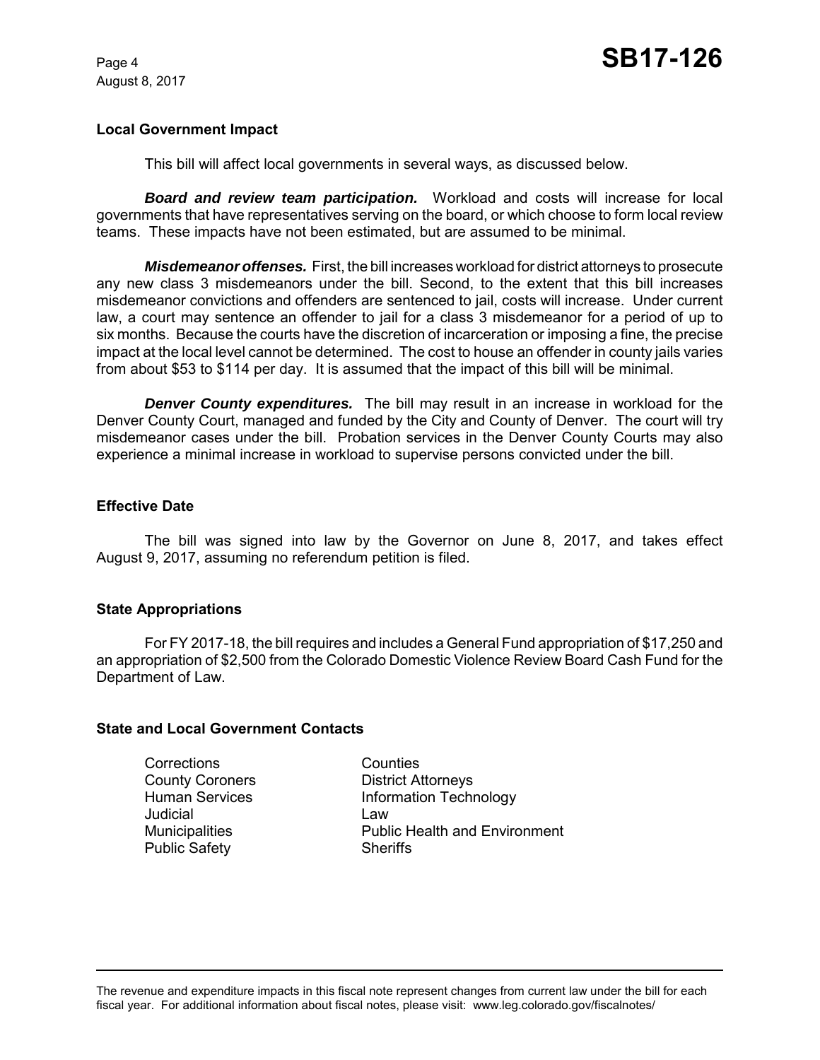**Local Government Impact**

This bill will affect local governments in several ways, as discussed below.

***Board and review team participation.*** Workload and costs will increase for local governments that have representatives serving on the board, or which choose to form local review teams. These impacts have not been estimated, but are assumed to be minimal.

***Misdemeanor offenses.*** First, the bill increases workload for district attorneys to prosecute any new class 3 misdemeanors under the bill. Second, to the extent that this bill increases misdemeanor convictions and offenders are sentenced to jail, costs will increase. Under current law, a court may sentence an offender to jail for a class 3 misdemeanor for a period of up to six months. Because the courts have the discretion of incarceration or imposing a fine, the precise impact at the local level cannot be determined. The cost to house an offender in county jails varies from about $53 to $114 per day. It is assumed that the impact of this bill will be minimal.

***Denver County expenditures.*** The bill may result in an increase in workload for the Denver County Court, managed and funded by the City and County of Denver. The court will try misdemeanor cases under the bill. Probation services in the Denver County Courts may also experience a minimal increase in workload to supervise persons convicted under the bill.

**Effective Date**

The bill was signed into law by the Governor on June 8, 2017, and takes effect August 9, 2017, assuming no referendum petition is filed.

**State Appropriations**

For FY 2017-18, the bill requires and includes a General Fund appropriation of $17,250 and an appropriation of $2,500 from the Colorado Domestic Violence Review Board Cash Fund for the Department of Law.

**State and Local Government Contacts**

| | |
|---|---|
| Corrections | Counties |
| County Coroners | District Attorneys |
| Human Services | Information Technology |
| Judicial | Law |
| Municipalities | Public Health and Environment |
| Public Safety | Sheriffs |

The revenue and expenditure impacts in this fiscal note represent changes from current law under the bill for each fiscal year. For additional information about fiscal notes, please visit: www.leg.colorado.gov/fiscalnotes/